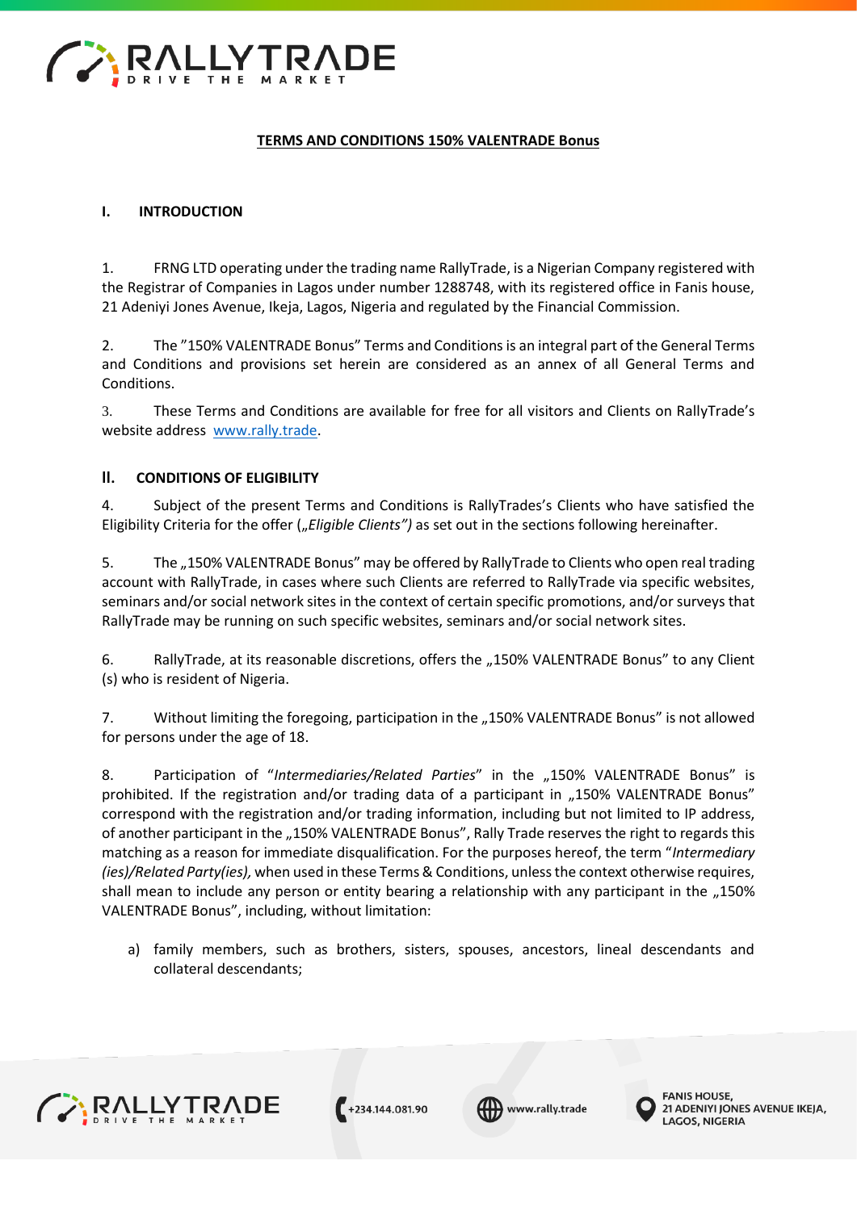**TERMS AND CONDITIONS 150% VALENTRADE Bonus**

## I. INTRODUCTION

1. FRNG LTD operating under the trading name RallyTrade, is a Nigerian Company registered with the Registrar of Companies in Lagos under number 1288748, with its registered office in Fanis house, 21 Adeniyi Jones Avenue, Ikeja, Lagos, Nigeria and regulated by the Financial Commission.

2. The "150% VALENTRADE Bonus" Terms and Conditions is an integral part of the General Terms and Conditions and provisions set herein are considered as an annex of all General Terms and Conditions.

3. These Terms and Conditions are available for free for all visitors and Clients on RallyTrade's website address www.rally.trade.

## II. CONDITIONS OF ELIGIBILITY

4. Subject of the present Terms and Conditions is RallyTrades's Clients who have satisfied the Eligibility Criteria for the offer („*Eligible Clients")* as set out in the sections following hereinafter.

5. The „150% VALENTRADE Bonus" may be offered by RallyTrade to Clients who open real trading account with RallyTrade, in cases where such Clients are referred to RallyTrade via specific websites, seminars and/or social network sites in the context of certain specific promotions, and/or surveys that RallyTrade may be running on such specific websites, seminars and/or social network sites.

6. RallyTrade, at its reasonable discretions, offers the „150% VALENTRADE Bonus" to any Client (s) who is resident of Nigeria.

7. Without limiting the foregoing, participation in the „150% VALENTRADE Bonus" is not allowed for persons under the age of 18.

8. Participation of "*Intermediaries/Related Parties*" in the „150% VALENTRADE Bonus" is prohibited. If the registration and/or trading data of a participant in „150% VALENTRADE Bonus" correspond with the registration and/or trading information, including but not limited to IP address, of another participant in the „150% VALENTRADE Bonus", Rally Trade reserves the right to regards this matching as a reason for immediate disqualification. For the purposes hereof, the term "*Intermediary (ies)/Related Party(ies),* when used in these Terms & Conditions, unless the context otherwise requires, shall mean to include any person or entity bearing a relationship with any participant in the „150% VALENTRADE Bonus", including, without limitation:

a) family members, such as brothers, sisters, spouses, ancestors, lineal descendants and collateral descendants;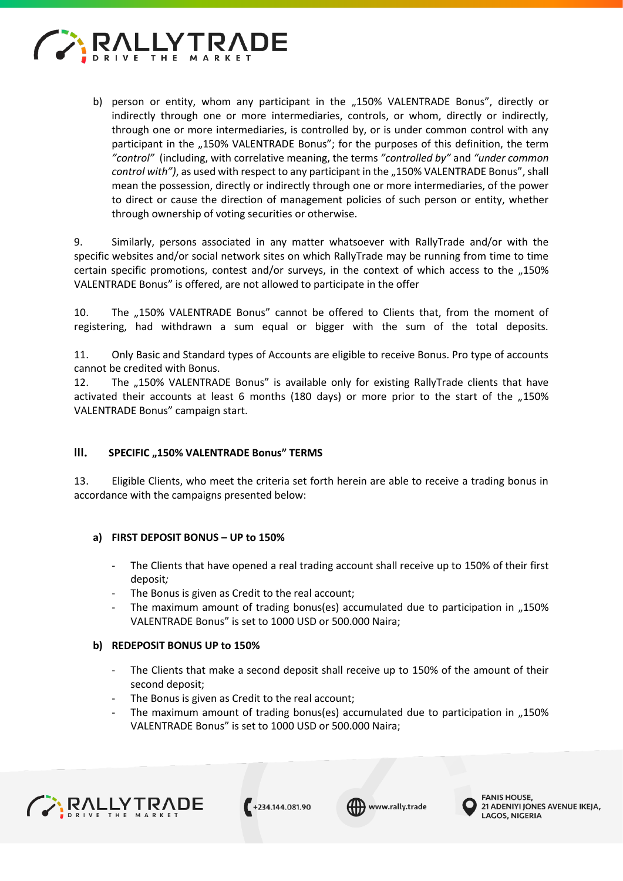b) person or entity, whom any participant in the „150% VALENTRADE Bonus", directly or indirectly through one or more intermediaries, controls, or whom, directly or indirectly, through one or more intermediaries, is controlled by, or is under common control with any participant in the „150% VALENTRADE Bonus"; for the purposes of this definition, the term *"control"* (including, with correlative meaning, the terms *"controlled by"* and *"under common control with")*, as used with respect to any participant in the „150% VALENTRADE Bonus", shall mean the possession, directly or indirectly through one or more intermediaries, of the power to direct or cause the direction of management policies of such person or entity, whether through ownership of voting securities or otherwise.

9. Similarly, persons associated in any matter whatsoever with RallyTrade and/or with the specific websites and/or social network sites on which RallyTrade may be running from time to time certain specific promotions, contest and/or surveys, in the context of which access to the „150% VALENTRADE Bonus" is offered, are not allowed to participate in the offer

10. The „150% VALENTRADE Bonus" cannot be offered to Clients that, from the moment of registering, had withdrawn a sum equal or bigger with the sum of the total deposits.

11. Only Basic and Standard types of Accounts are eligible to receive Bonus. Pro type of accounts cannot be credited with Bonus.

12. The „150% VALENTRADE Bonus" is available only for existing RallyTrade clients that have activated their accounts at least 6 months (180 days) or more prior to the start of the „150% VALENTRADE Bonus" campaign start.

## III. SPECIFIC „150% VALENTRADE Bonus" TERMS

13. Eligible Clients, who meet the criteria set forth herein are able to receive a trading bonus in accordance with the campaigns presented below:

### a) FIRST DEPOSIT BONUS – UP to 150%

- The Clients that have opened a real trading account shall receive up to 150% of their first deposit;
- The Bonus is given as Credit to the real account;
- The maximum amount of trading bonus(es) accumulated due to participation in „150% VALENTRADE Bonus" is set to 1000 USD or 500.000 Naira;

### b) REDEPOSIT BONUS UP to 150%

- The Clients that make a second deposit shall receive up to 150% of the amount of their second deposit;
- The Bonus is given as Credit to the real account;
- The maximum amount of trading bonus(es) accumulated due to participation in „150% VALENTRADE Bonus" is set to 1000 USD or 500.000 Naira;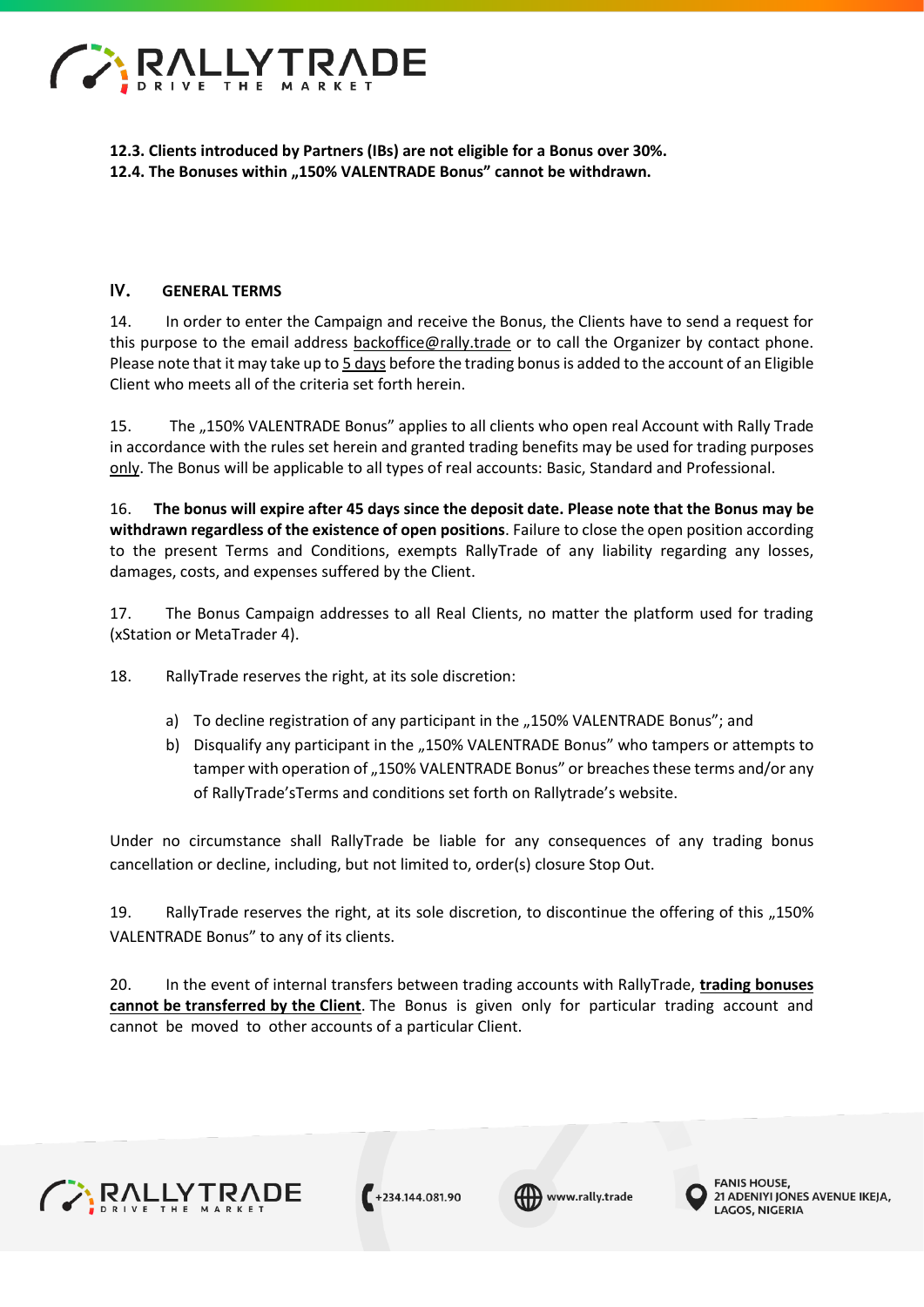**12.3. Clients introduced by Partners (IBs) are not eligible for a Bonus over 30%.**
**12.4. The Bonuses within „150% VALENTRADE Bonus" cannot be withdrawn.**

## IV. GENERAL TERMS

14. In order to enter the Campaign and receive the Bonus, the Clients have to send a request for this purpose to the email address backoffice@rally.trade or to call the Organizer by contact phone. Please note that it may take up to 5 days before the trading bonus is added to the account of an Eligible Client who meets all of the criteria set forth herein.

15. The „150% VALENTRADE Bonus" applies to all clients who open real Account with Rally Trade in accordance with the rules set herein and granted trading benefits may be used for trading purposes only. The Bonus will be applicable to all types of real accounts: Basic, Standard and Professional.

16. **The bonus will expire after 45 days since the deposit date. Please note that the Bonus may be withdrawn regardless of the existence of open positions**. Failure to close the open position according to the present Terms and Conditions, exempts RallyTrade of any liability regarding any losses, damages, costs, and expenses suffered by the Client.

17. The Bonus Campaign addresses to all Real Clients, no matter the platform used for trading (xStation or MetaTrader 4).

18. RallyTrade reserves the right, at its sole discretion:

a) To decline registration of any participant in the „150% VALENTRADE Bonus"; and
b) Disqualify any participant in the „150% VALENTRADE Bonus" who tampers or attempts to tamper with operation of „150% VALENTRADE Bonus" or breaches these terms and/or any of RallyTrade'sTerms and conditions set forth on Rallytrade's website.

Under no circumstance shall RallyTrade be liable for any consequences of any trading bonus cancellation or decline, including, but not limited to, order(s) closure Stop Out.

19. RallyTrade reserves the right, at its sole discretion, to discontinue the offering of this „150% VALENTRADE Bonus" to any of its clients.

20. In the event of internal transfers between trading accounts with RallyTrade, **trading bonuses cannot be transferred by the Client**. The Bonus is given only for particular trading account and cannot be moved to other accounts of a particular Client.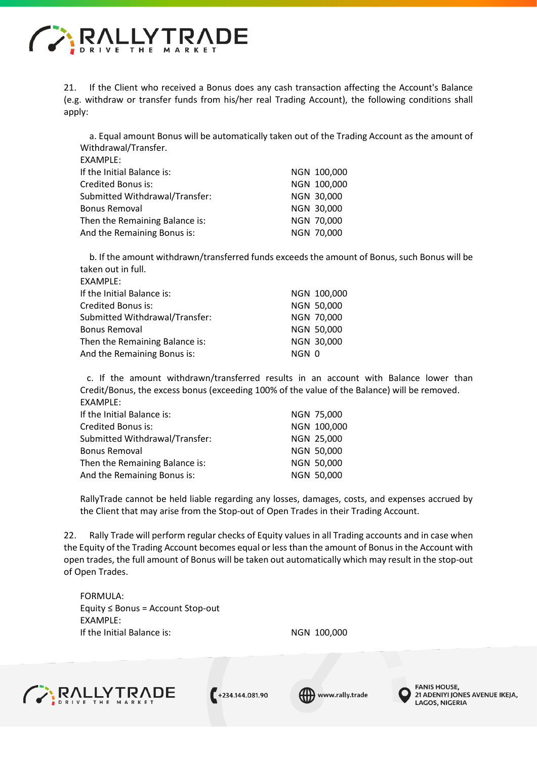21. If the Client who received a Bonus does any cash transaction affecting the Account's Balance (e.g. withdraw or transfer funds from his/her real Trading Account), the following conditions shall apply:

a. Equal amount Bonus will be automatically taken out of the Trading Account as the amount of Withdrawal/Transfer.

EXAMPLE:

| | |
|---|---|
| If the Initial Balance is: | NGN 100,000 |
| Credited Bonus is: | NGN 100,000 |
| Submitted Withdrawal/Transfer: | NGN 30,000 |
| Bonus Removal | NGN 30,000 |
| Then the Remaining Balance is: | NGN 70,000 |
| And the Remaining Bonus is: | NGN 70,000 |

b. If the amount withdrawn/transferred funds exceeds the amount of Bonus, such Bonus will be taken out in full.

EXAMPLE:

| | |
|---|---|
| If the Initial Balance is: | NGN 100,000 |
| Credited Bonus is: | NGN 50,000 |
| Submitted Withdrawal/Transfer: | NGN 70,000 |
| Bonus Removal | NGN 50,000 |
| Then the Remaining Balance is: | NGN 30,000 |
| And the Remaining Bonus is: | NGN 0 |

c. If the amount withdrawn/transferred results in an account with Balance lower than Credit/Bonus, the excess bonus (exceeding 100% of the value of the Balance) will be removed.

EXAMPLE:

| | |
|---|---|
| If the Initial Balance is: | NGN 75,000 |
| Credited Bonus is: | NGN 100,000 |
| Submitted Withdrawal/Transfer: | NGN 25,000 |
| Bonus Removal | NGN 50,000 |
| Then the Remaining Balance is: | NGN 50,000 |
| And the Remaining Bonus is: | NGN 50,000 |

RallyTrade cannot be held liable regarding any losses, damages, costs, and expenses accrued by the Client that may arise from the Stop-out of Open Trades in their Trading Account.

22. Rally Trade will perform regular checks of Equity values in all Trading accounts and in case when the Equity of the Trading Account becomes equal or less than the amount of Bonus in the Account with open trades, the full amount of Bonus will be taken out automatically which may result in the stop-out of Open Trades.

FORMULA:

Equity ≤ Bonus = Account Stop-out

EXAMPLE:

| | |
|---|---|
| If the Initial Balance is: | NGN 100,000 |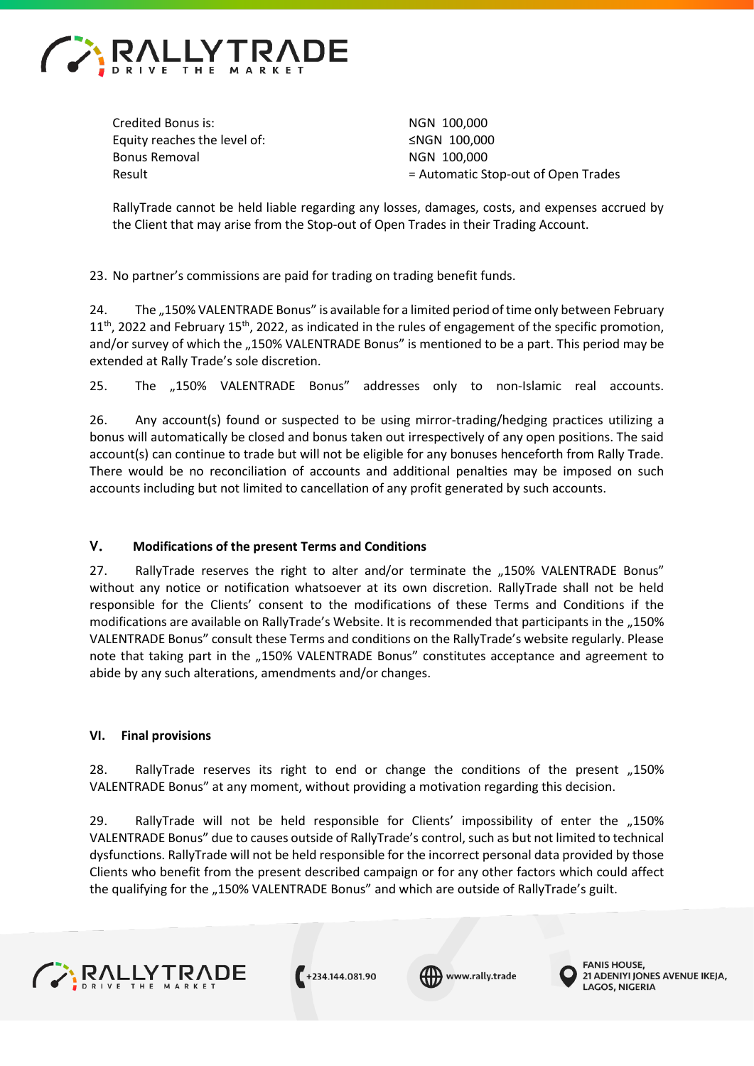| | |
|---|---|
| Credited Bonus is: | NGN 100,000 |
| Equity reaches the level of: | ≤NGN 100,000 |
| Bonus Removal | NGN 100,000 |
| Result | = Automatic Stop-out of Open Trades |

RallyTrade cannot be held liable regarding any losses, damages, costs, and expenses accrued by the Client that may arise from the Stop-out of Open Trades in their Trading Account.

23. No partner's commissions are paid for trading on trading benefit funds.

24. The „150% VALENTRADE Bonus" is available for a limited period of time only between February 11th, 2022 and February 15th, 2022, as indicated in the rules of engagement of the specific promotion, and/or survey of which the „150% VALENTRADE Bonus" is mentioned to be a part. This period may be extended at Rally Trade's sole discretion.

25. The „150% VALENTRADE Bonus" addresses only to non-Islamic real accounts.

26. Any account(s) found or suspected to be using mirror-trading/hedging practices utilizing a bonus will automatically be closed and bonus taken out irrespectively of any open positions. The said account(s) can continue to trade but will not be eligible for any bonuses henceforth from Rally Trade. There would be no reconciliation of accounts and additional penalties may be imposed on such accounts including but not limited to cancellation of any profit generated by such accounts.

## V. Modifications of the present Terms and Conditions

27. RallyTrade reserves the right to alter and/or terminate the „150% VALENTRADE Bonus" without any notice or notification whatsoever at its own discretion. RallyTrade shall not be held responsible for the Clients' consent to the modifications of these Terms and Conditions if the modifications are available on RallyTrade's Website. It is recommended that participants in the „150% VALENTRADE Bonus" consult these Terms and conditions on the RallyTrade's website regularly. Please note that taking part in the „150% VALENTRADE Bonus" constitutes acceptance and agreement to abide by any such alterations, amendments and/or changes.

## VI. Final provisions

28. RallyTrade reserves its right to end or change the conditions of the present „150% VALENTRADE Bonus" at any moment, without providing a motivation regarding this decision.

29. RallyTrade will not be held responsible for Clients' impossibility of enter the „150% VALENTRADE Bonus" due to causes outside of RallyTrade's control, such as but not limited to technical dysfunctions. RallyTrade will not be held responsible for the incorrect personal data provided by those Clients who benefit from the present described campaign or for any other factors which could affect the qualifying for the „150% VALENTRADE Bonus" and which are outside of RallyTrade's guilt.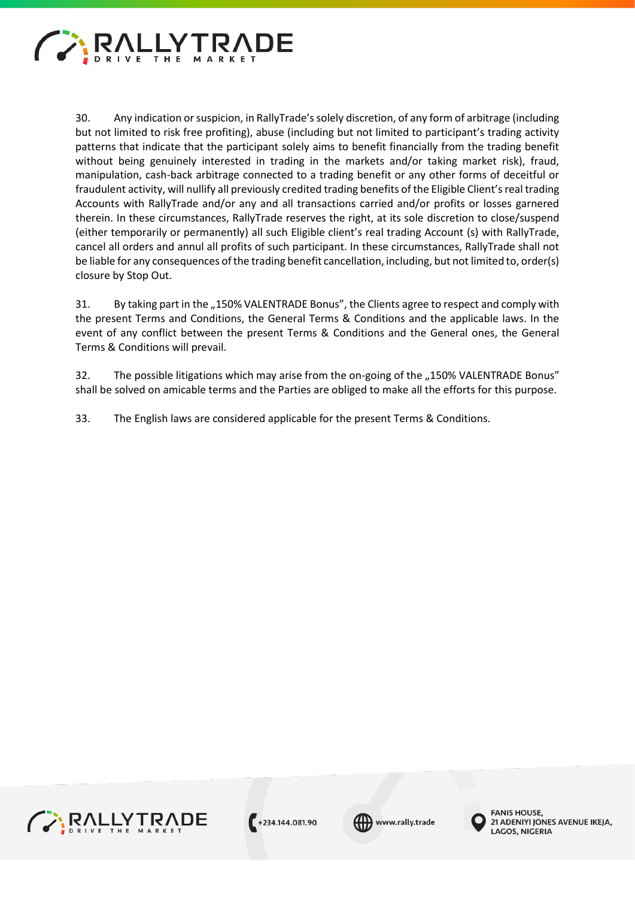30. Any indication or suspicion, in RallyTrade's solely discretion, of any form of arbitrage (including but not limited to risk free profiting), abuse (including but not limited to participant's trading activity patterns that indicate that the participant solely aims to benefit financially from the trading benefit without being genuinely interested in trading in the markets and/or taking market risk), fraud, manipulation, cash-back arbitrage connected to a trading benefit or any other forms of deceitful or fraudulent activity, will nullify all previously credited trading benefits of the Eligible Client's real trading Accounts with RallyTrade and/or any and all transactions carried and/or profits or losses garnered therein. In these circumstances, RallyTrade reserves the right, at its sole discretion to close/suspend (either temporarily or permanently) all such Eligible client's real trading Account (s) with RallyTrade, cancel all orders and annul all profits of such participant. In these circumstances, RallyTrade shall not be liable for any consequences of the trading benefit cancellation, including, but not limited to, order(s) closure by Stop Out.

31. By taking part in the „150% VALENTRADE Bonus", the Clients agree to respect and comply with the present Terms and Conditions, the General Terms & Conditions and the applicable laws. In the event of any conflict between the present Terms & Conditions and the General ones, the General Terms & Conditions will prevail.

32. The possible litigations which may arise from the on-going of the „150% VALENTRADE Bonus" shall be solved on amicable terms and the Parties are obliged to make all the efforts for this purpose.

33. The English laws are considered applicable for the present Terms & Conditions.